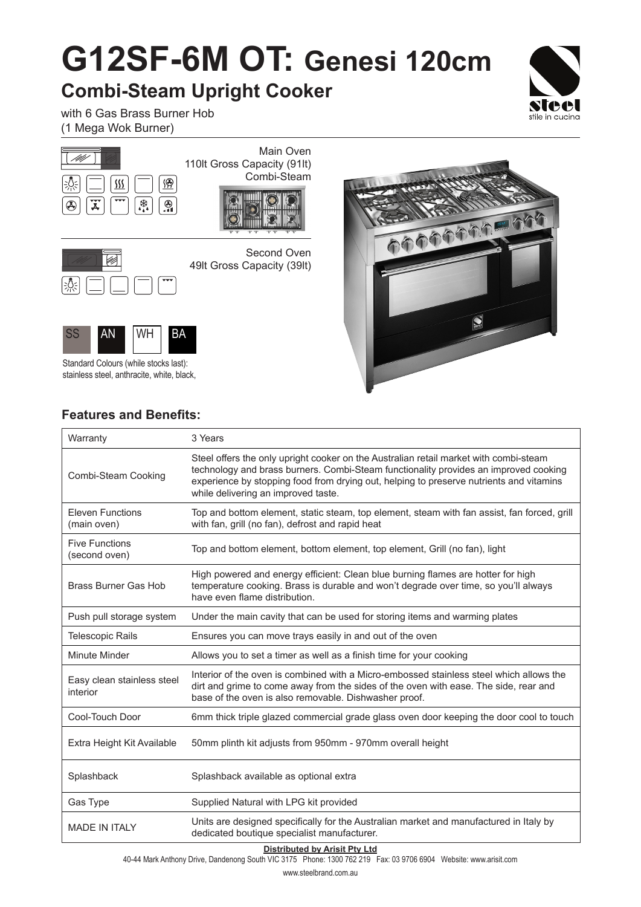# G12SF-6M OT: Genesi 120cm

## Combi-Steam Upright Cooker

with 6 Gas Brass Burner Hob
(1 Mega Wok Burner)

steel
stile in cucina

Main Oven
110lt Gross Capacity (91lt)
Combi-Steam

Second Oven
49lt Gross Capacity (39lt)

SS AN WH BA

Standard Colours (while stocks last):
stainless steel, anthracite, white, black,

## Features and Benefits:

| Warranty | 3 Years |
|---|---|
| Combi-Steam Cooking | Steel offers the only upright cooker on the Australian retail market with combi-steam technology and brass burners. Combi-Steam functionality provides an improved cooking experience by stopping food from drying out, helping to preserve nutrients and vitamins while delivering an improved taste. |
| Eleven Functions (main oven) | Top and bottom element, static steam, top element, steam with fan assist, fan forced, grill with fan, grill (no fan), defrost and rapid heat |
| Five Functions (second oven) | Top and bottom element, bottom element, top element, Grill (no fan), light |
| Brass Burner Gas Hob | High powered and energy efficient: Clean blue burning flames are hotter for high temperature cooking. Brass is durable and won't degrade over time, so you'll always have even flame distribution. |
| Push pull storage system | Under the main cavity that can be used for storing items and warming plates |
| Telescopic Rails | Ensures you can move trays easily in and out of the oven |
| Minute Minder | Allows you to set a timer as well as a finish time for your cooking |
| Easy clean stainless steel interior | Interior of the oven is combined with a Micro-embossed stainless steel which allows the dirt and grime to come away from the sides of the oven with ease. The side, rear and base of the oven is also removable. Dishwasher proof. |
| Cool-Touch Door | 6mm thick triple glazed commercial grade glass oven door keeping the door cool to touch |
| Extra Height Kit Available | 50mm plinth kit adjusts from 950mm - 970mm overall height |
| Splashback | Splashback available as optional extra |
| Gas Type | Supplied Natural with LPG kit provided |
| MADE IN ITALY | Units are designed specifically for the Australian market and manufactured in Italy by dedicated boutique specialist manufacturer. |

**Distributed by Arisit Pty Ltd**
40-44 Mark Anthony Drive, Dandenong South VIC 3175 Phone: 1300 762 219 Fax: 03 9706 6904 Website: www.arisit.com
www.steelbrand.com.au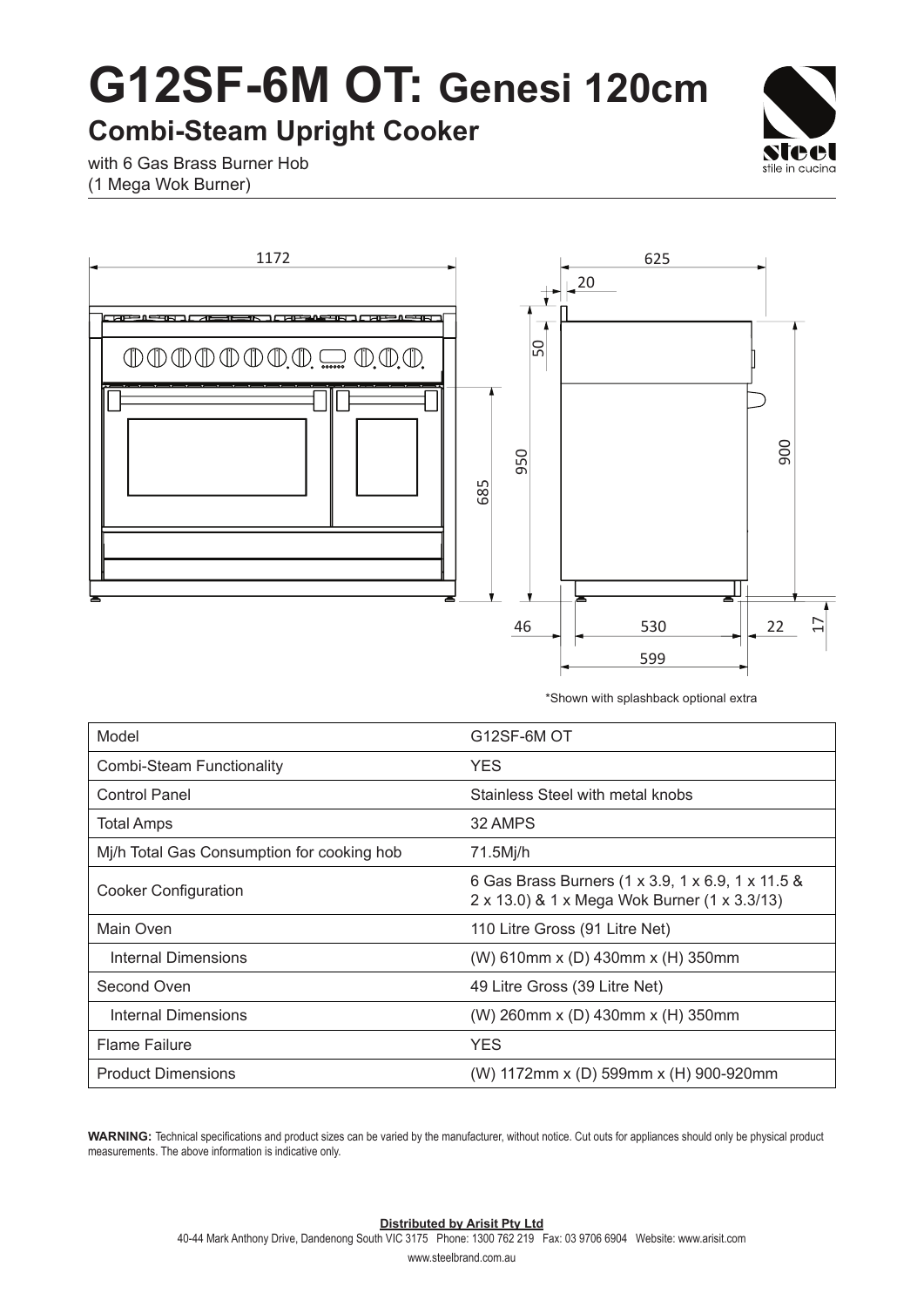# G12SF-6M OT: Genesi 120cm

## Combi-Steam Upright Cooker

with 6 Gas Brass Burner Hob
(1 Mega Wok Burner)

1172
625
20
50
950
685
900
46
530
22
17
599

*Shown with splashback optional extra

| | |
|---|---|
| Model | G12SF-6M OT |
| Combi-Steam Functionality | YES |
| Control Panel | Stainless Steel with metal knobs |
| Total Amps | 32 AMPS |
| Mj/h Total Gas Consumption for cooking hob | 71.5Mj/h |
| Cooker Configuration | 6 Gas Brass Burners (1 x 3.9, 1 x 6.9, 1 x 11.5 & 2 x 13.0) & 1 x Mega Wok Burner (1 x 3.3/13) |
| Main Oven | 110 Litre Gross (91 Litre Net) |
| Internal Dimensions | (W) 610mm x (D) 430mm x (H) 350mm |
| Second Oven | 49 Litre Gross (39 Litre Net) |
| Internal Dimensions | (W) 260mm x (D) 430mm x (H) 350mm |
| Flame Failure | YES |
| Product Dimensions | (W) 1172mm x (D) 599mm x (H) 900-920mm |

**WARNING:** Technical specifications and product sizes can be varied by the manufacturer, without notice. Cut outs for appliances should only be physical product measurements. The above information is indicative only.

**Distributed by Arisit Pty Ltd**
40-44 Mark Anthony Drive, Dandenong South VIC 3175 Phone: 1300 762 219 Fax: 03 9706 6904 Website: www.arisit.com
www.steelbrand.com.au